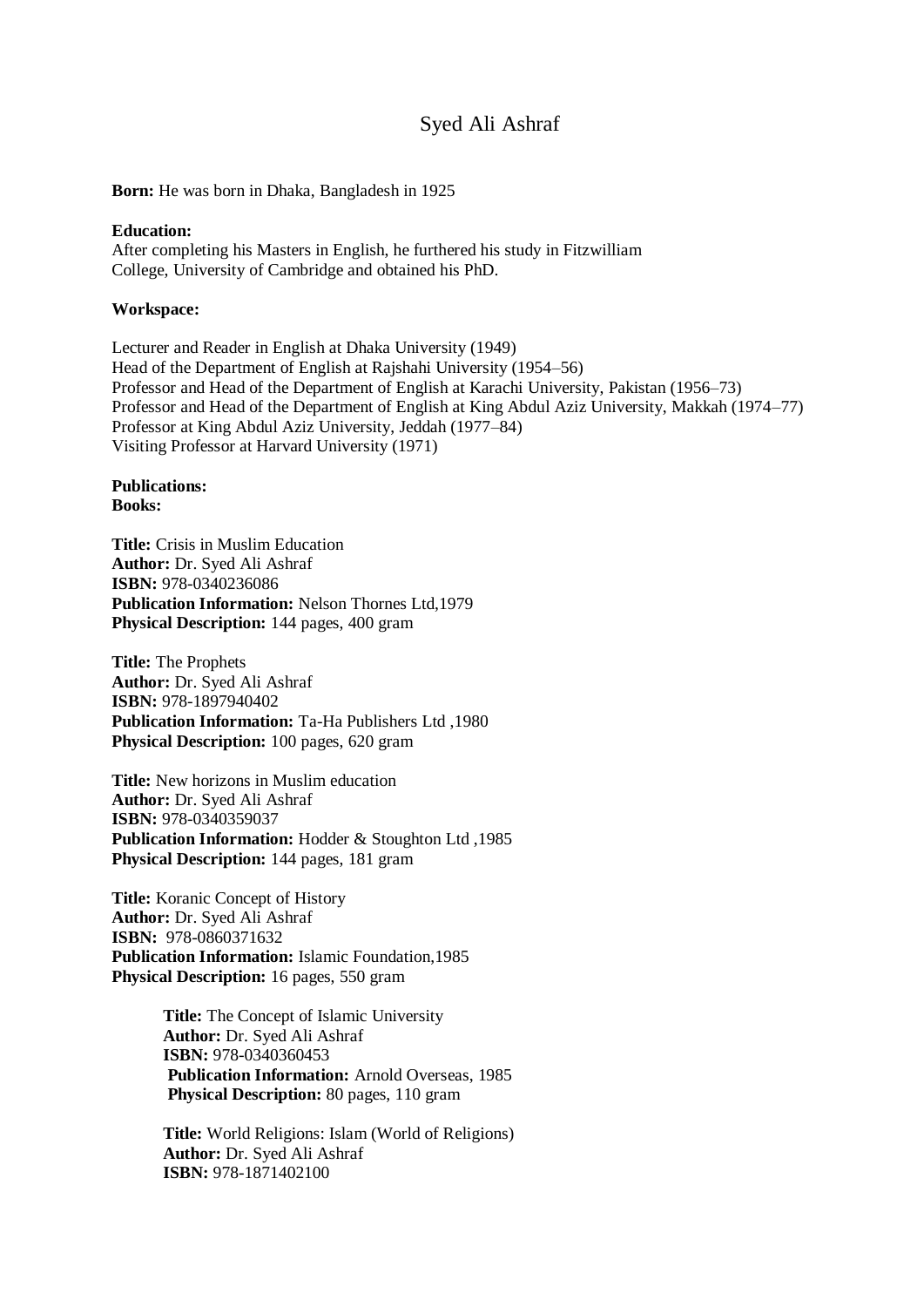# Syed Ali Ashraf

**Born:** He was born in Dhaka, Bangladesh in 1925

**Education:**
After completing his Masters in English, he furthered his study in Fitzwilliam College, University of Cambridge and obtained his PhD.

**Workspace:**

Lecturer and Reader in English at Dhaka University (1949)
Head of the Department of English at Rajshahi University (1954–56)
Professor and Head of the Department of English at Karachi University, Pakistan (1956–73)
Professor and Head of the Department of English at King Abdul Aziz University, Makkah (1974–77)
Professor at King Abdul Aziz University, Jeddah (1977–84)
Visiting Professor at Harvard University (1971)

**Publications:**
**Books:**

**Title:** Crisis in Muslim Education
**Author:** Dr. Syed Ali Ashraf
**ISBN:** 978-0340236086
**Publication Information:** Nelson Thornes Ltd,1979
**Physical Description:** 144 pages, 400 gram

**Title:** The Prophets
**Author:** Dr. Syed Ali Ashraf
**ISBN:** 978-1897940402
**Publication Information:** Ta-Ha Publishers Ltd ,1980
**Physical Description:** 100 pages, 620 gram

**Title:** New horizons in Muslim education
**Author:** Dr. Syed Ali Ashraf
**ISBN:** 978-0340359037
**Publication Information:** Hodder & Stoughton Ltd ,1985
**Physical Description:** 144 pages, 181 gram

**Title:** Koranic Concept of History
**Author:** Dr. Syed Ali Ashraf
**ISBN:** 978-0860371632
**Publication Information:** Islamic Foundation,1985
**Physical Description:** 16 pages, 550 gram

**Title:** The Concept of Islamic University
**Author:** Dr. Syed Ali Ashraf
**ISBN:** 978-0340360453
**Publication Information:** Arnold Overseas, 1985
**Physical Description:** 80 pages, 110 gram

**Title:** World Religions: Islam (World of Religions)
**Author:** Dr. Syed Ali Ashraf
**ISBN:** 978-1871402100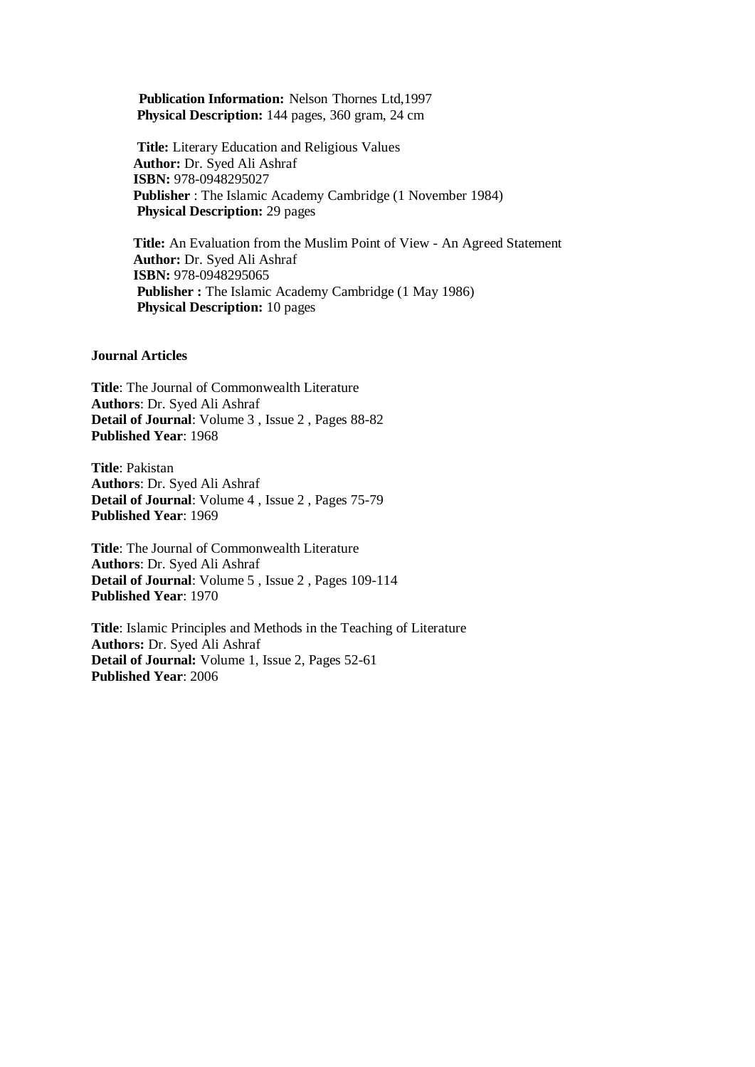**Publication Information:** Nelson Thornes Ltd,1997
**Physical Description:** 144 pages, 360 gram, 24 cm

**Title:** Literary Education and Religious Values
**Author:** Dr. Syed Ali Ashraf
**ISBN:** 978-0948295027
**Publisher** : The Islamic Academy Cambridge (1 November 1984)
**Physical Description:** 29 pages

**Title:** An Evaluation from the Muslim Point of View - An Agreed Statement
**Author:** Dr. Syed Ali Ashraf
**ISBN:** 978-0948295065
**Publisher :** The Islamic Academy Cambridge (1 May 1986)
**Physical Description:** 10 pages

**Journal Articles**

**Title**: The Journal of Commonwealth Literature
**Authors**: Dr. Syed Ali Ashraf
**Detail of Journal**: Volume 3 , Issue 2 , Pages 88-82
**Published Year**: 1968

**Title**: Pakistan
**Authors**: Dr. Syed Ali Ashraf
**Detail of Journal**: Volume 4 , Issue 2 , Pages 75-79
**Published Year**: 1969

**Title**: The Journal of Commonwealth Literature
**Authors**: Dr. Syed Ali Ashraf
**Detail of Journal**: Volume 5 , Issue 2 , Pages 109-114
**Published Year**: 1970

**Title**: Islamic Principles and Methods in the Teaching of Literature
**Authors:** Dr. Syed Ali Ashraf
**Detail of Journal:** Volume 1, Issue 2, Pages 52-61
**Published Year**: 2006